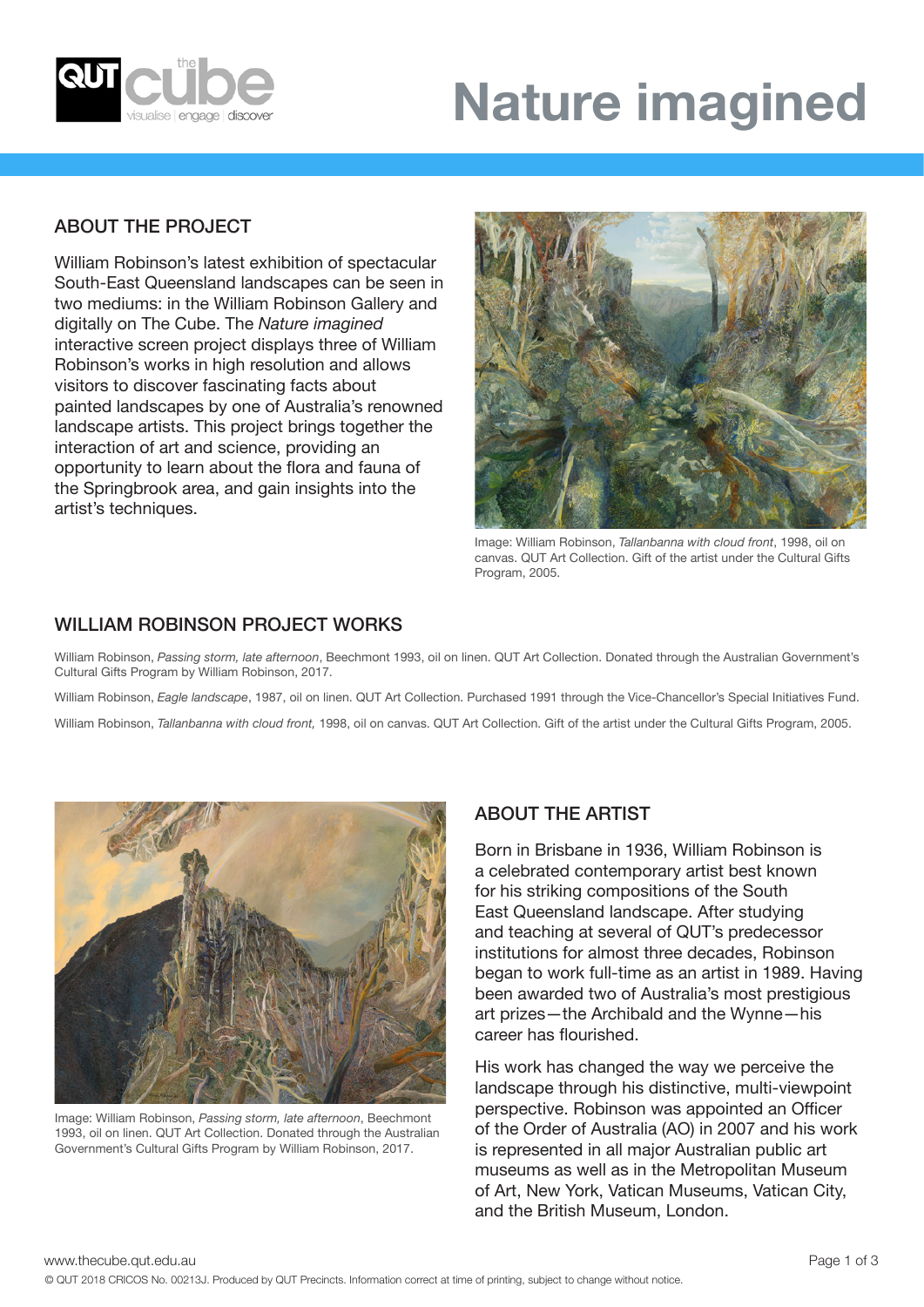# Nature imagined

## ABOUT THE PROJECT

William Robinson's latest exhibition of spectacular South-East Queensland landscapes can be seen in two mediums: in the William Robinson Gallery and digitally on The Cube. The *Nature imagined* interactive screen project displays three of William Robinson's works in high resolution and allows visitors to discover fascinating facts about painted landscapes by one of Australia's renowned landscape artists. This project brings together the interaction of art and science, providing an opportunity to learn about the flora and fauna of the Springbrook area, and gain insights into the artist's techniques.

Image: William Robinson, *Tallanbanna with cloud front*, 1998, oil on canvas. QUT Art Collection. Gift of the artist under the Cultural Gifts Program, 2005.

## WILLIAM ROBINSON PROJECT WORKS

William Robinson, *Passing storm, late afternoon*, Beechmont 1993, oil on linen. QUT Art Collection. Donated through the Australian Government's Cultural Gifts Program by William Robinson, 2017.

William Robinson, *Eagle landscape*, 1987, oil on linen. QUT Art Collection. Purchased 1991 through the Vice-Chancellor's Special Initiatives Fund.

William Robinson, *Tallanbanna with cloud front,* 1998, oil on canvas. QUT Art Collection. Gift of the artist under the Cultural Gifts Program, 2005.

Image: William Robinson, *Passing storm, late afternoon,* Beechmont 1993, oil on linen. QUT Art Collection. Donated through the Australian Government's Cultural Gifts Program by William Robinson, 2017.

## ABOUT THE ARTIST

Born in Brisbane in 1936, William Robinson is a celebrated contemporary artist best known for his striking compositions of the South East Queensland landscape. After studying and teaching at several of QUT's predecessor institutions for almost three decades, Robinson began to work full-time as an artist in 1989. Having been awarded two of Australia's most prestigious art prizes—the Archibald and the Wynne—his career has flourished.

His work has changed the way we perceive the landscape through his distinctive, multi-viewpoint perspective. Robinson was appointed an Officer of the Order of Australia (AO) in 2007 and his work is represented in all major Australian public art museums as well as in the Metropolitan Museum of Art, New York, Vatican Museums, Vatican City, and the British Museum, London.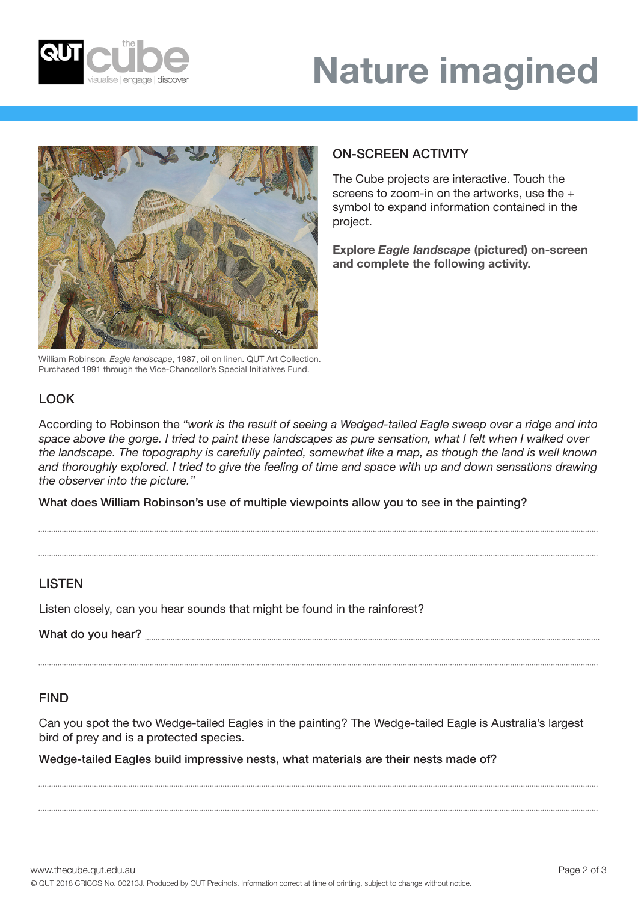# Nature imagined

William Robinson, *Eagle landscape*, 1987, oil on linen. QUT Art Collection. Purchased 1991 through the Vice-Chancellor's Special Initiatives Fund.

## ON-SCREEN ACTIVITY

The Cube projects are interactive. Touch the screens to zoom-in on the artworks, use the + symbol to expand information contained in the project.

**Explore *Eagle landscape* (pictured) on-screen and complete the following activity.**

## LOOK

According to Robinson the *"work is the result of seeing a Wedged-tailed Eagle sweep over a ridge and into space above the gorge. I tried to paint these landscapes as pure sensation, what I felt when I walked over the landscape. The topography is carefully painted, somewhat like a map, as though the land is well known and thoroughly explored. I tried to give the feeling of time and space with up and down sensations drawing the observer into the picture."*

What does William Robinson's use of multiple viewpoints allow you to see in the painting?

.......................................................................................................................................

.......................................................................................................................................

## LISTEN

Listen closely, can you hear sounds that might be found in the rainforest?

What do you hear? ........................................................................................................

.......................................................................................................................................

## FIND

Can you spot the two Wedge-tailed Eagles in the painting? The Wedge-tailed Eagle is Australia's largest bird of prey and is a protected species.

Wedge-tailed Eagles build impressive nests, what materials are their nests made of?

.......................................................................................................................................

.......................................................................................................................................

www.thecube.qut.edu.au

© QUT 2018 CRICOS No. 00213J. Produced by QUT Precincts. Information correct at time of printing, subject to change without notice.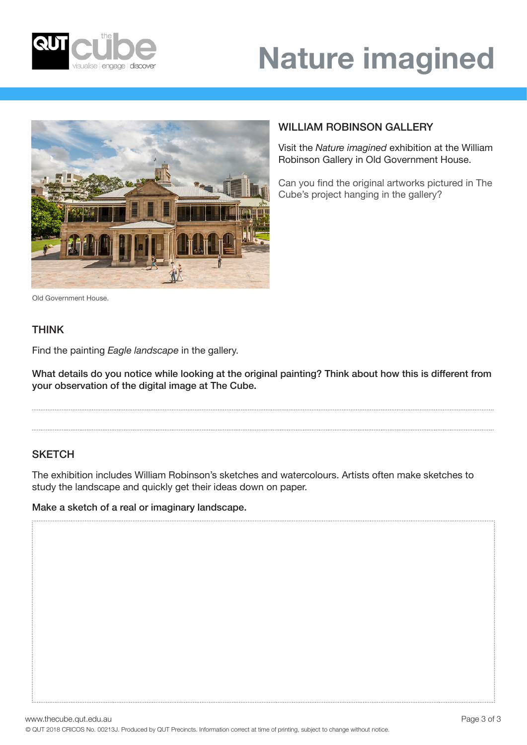# Nature imagined

## WILLIAM ROBINSON GALLERY

Visit the *Nature imagined* exhibition at the William Robinson Gallery in Old Government House.

Can you find the original artworks pictured in The Cube's project hanging in the gallery?

Old Government House.

## THINK

Find the painting *Eagle landscape* in the gallery.

**What details do you notice while looking at the original painting? Think about how this is different from your observation of the digital image at The Cube.**

## SKETCH

The exhibition includes William Robinson's sketches and watercolours. Artists often make sketches to study the landscape and quickly get their ideas down on paper.

**Make a sketch of a real or imaginary landscape.**

www.thecube.qut.edu.au

© QUT 2018 CRICOS No. 00213J. Produced by QUT Precincts. Information correct at time of printing, subject to change without notice.